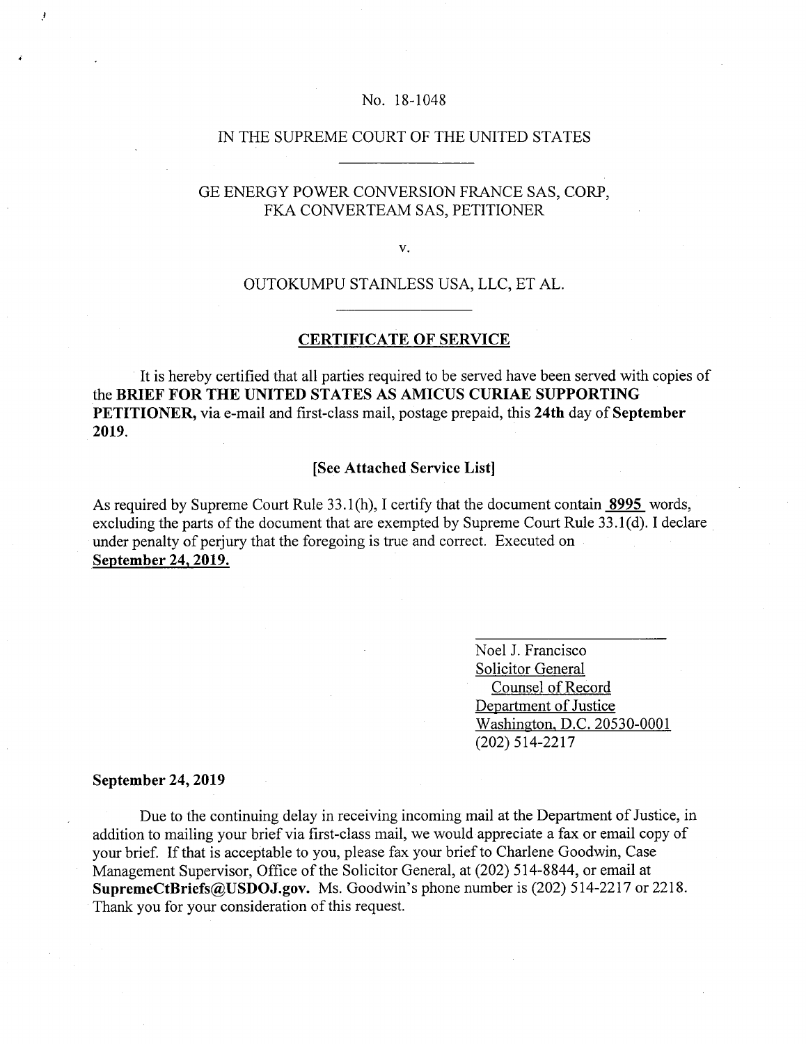No. 18-1048

IN THE SUPREME COURT OF THE UNITED STATES

---

GE ENERGY POWER CONVERSION FRANCE SAS, CORP,
FKA CONVERTEAM SAS, PETITIONER

v.

OUTOKUMPU STAINLESS USA, LLC, ET AL.

---

## CERTIFICATE OF SERVICE

It is hereby certified that all parties required to be served have been served with copies of the **BRIEF FOR THE UNITED STATES AS AMICUS CURIAE SUPPORTING PETITIONER,** via e-mail and first-class mail, postage prepaid, this **24th** day of **September 2019.**

**[See Attached Service List]**

As required by Supreme Court Rule 33.1(h), I certify that the document contain **8995** words, excluding the parts of the document that are exempted by Supreme Court Rule 33.1(d). I declare under penalty of perjury that the foregoing is true and correct. Executed on **September 24, 2019.**

Noel J. Francisco
Solicitor General
Counsel of Record
Department of Justice
Washington, D.C. 20530-0001
(202) 514-2217

**September 24, 2019**

Due to the continuing delay in receiving incoming mail at the Department of Justice, in addition to mailing your brief via first-class mail, we would appreciate a fax or email copy of your brief. If that is acceptable to you, please fax your brief to Charlene Goodwin, Case Management Supervisor, Office of the Solicitor General, at (202) 514-8844, or email at **SupremeCtBriefs@USDOJ.gov.** Ms. Goodwin's phone number is (202) 514-2217 or 2218. Thank you for your consideration of this request.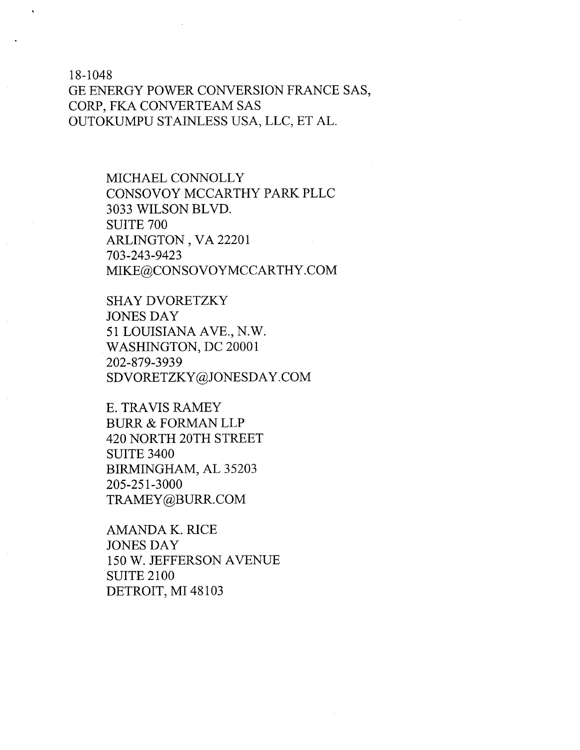18-1048
GE ENERGY POWER CONVERSION FRANCE SAS, CORP, FKA CONVERTEAM SAS
OUTOKUMPU STAINLESS USA, LLC, ET AL.

MICHAEL CONNOLLY
CONSOVOY MCCARTHY PARK PLLC
3033 WILSON BLVD.
SUITE 700
ARLINGTON , VA 22201
703-243-9423
MIKE@CONSOVOYMCCARTHY.COM

SHAY DVORETZKY
JONES DAY
51 LOUISIANA AVE., N.W.
WASHINGTON, DC 20001
202-879-3939
SDVORETZKY@JONESDAY.COM

E. TRAVIS RAMEY
BURR & FORMAN LLP
420 NORTH 20TH STREET
SUITE 3400
BIRMINGHAM, AL 35203
205-251-3000
TRAMEY@BURR.COM

AMANDA K. RICE
JONES DAY
150 W. JEFFERSON AVENUE
SUITE 2100
DETROIT, MI 48103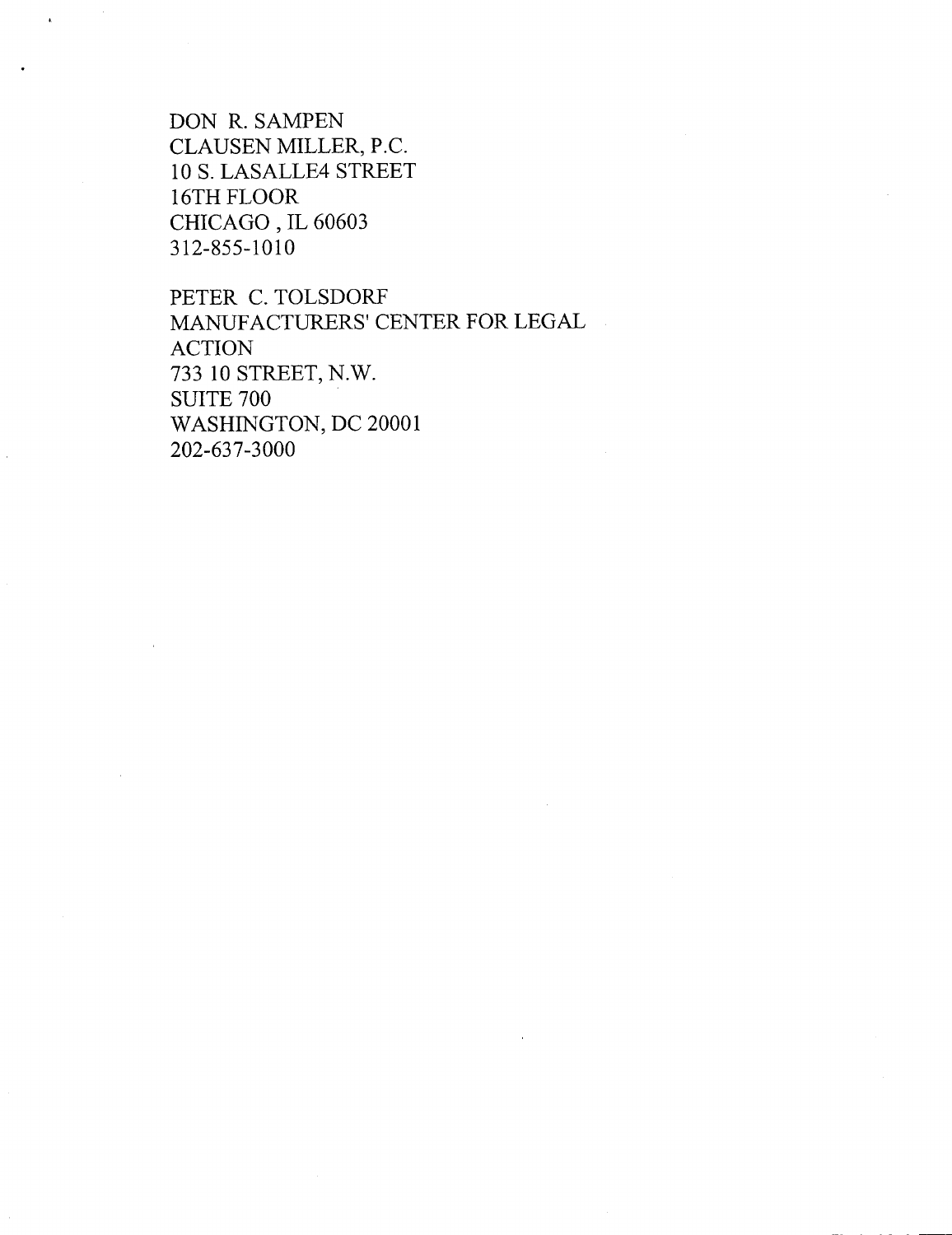DON R. SAMPEN
CLAUSEN MILLER, P.C.
10 S. LASALLE4 STREET
16TH FLOOR
CHICAGO , IL 60603
312-855-1010

PETER C. TOLSDORF
MANUFACTURERS' CENTER FOR LEGAL
ACTION
733 10 STREET, N.W.
SUITE 700
WASHINGTON, DC 20001
202-637-3000